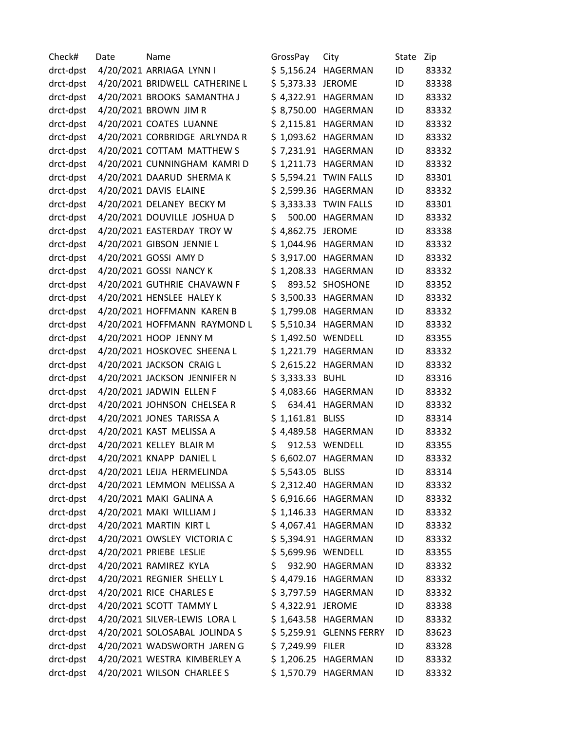| Check# | Date | Name | GrossPay | City | State | Zip |
|---|---|---|---|---|---|---|
| drct-dpst | 4/20/2021 | ARRIAGA LYNN I | $ 5,156.24 | HAGERMAN | ID | 83332 |
| drct-dpst | 4/20/2021 | BRIDWELL CATHERINE L | $ 5,373.33 | JEROME | ID | 83338 |
| drct-dpst | 4/20/2021 | BROOKS SAMANTHA J | $ 4,322.91 | HAGERMAN | ID | 83332 |
| drct-dpst | 4/20/2021 | BROWN JIM R | $ 8,750.00 | HAGERMAN | ID | 83332 |
| drct-dpst | 4/20/2021 | COATES LUANNE | $ 2,115.81 | HAGERMAN | ID | 83332 |
| drct-dpst | 4/20/2021 | CORBRIDGE ARLYNDA R | $ 1,093.62 | HAGERMAN | ID | 83332 |
| drct-dpst | 4/20/2021 | COTTAM MATTHEW S | $ 7,231.91 | HAGERMAN | ID | 83332 |
| drct-dpst | 4/20/2021 | CUNNINGHAM KAMRI D | $ 1,211.73 | HAGERMAN | ID | 83332 |
| drct-dpst | 4/20/2021 | DAARUD SHERMA K | $ 5,594.21 | TWIN FALLS | ID | 83301 |
| drct-dpst | 4/20/2021 | DAVIS ELAINE | $ 2,599.36 | HAGERMAN | ID | 83332 |
| drct-dpst | 4/20/2021 | DELANEY BECKY M | $ 3,333.33 | TWIN FALLS | ID | 83301 |
| drct-dpst | 4/20/2021 | DOUVILLE JOSHUA D | $ 500.00 | HAGERMAN | ID | 83332 |
| drct-dpst | 4/20/2021 | EASTERDAY TROY W | $ 4,862.75 | JEROME | ID | 83338 |
| drct-dpst | 4/20/2021 | GIBSON JENNIE L | $ 1,044.96 | HAGERMAN | ID | 83332 |
| drct-dpst | 4/20/2021 | GOSSI AMY D | $ 3,917.00 | HAGERMAN | ID | 83332 |
| drct-dpst | 4/20/2021 | GOSSI NANCY K | $ 1,208.33 | HAGERMAN | ID | 83332 |
| drct-dpst | 4/20/2021 | GUTHRIE CHAVAWN F | $ 893.52 | SHOSHONE | ID | 83352 |
| drct-dpst | 4/20/2021 | HENSLEE HALEY K | $ 3,500.33 | HAGERMAN | ID | 83332 |
| drct-dpst | 4/20/2021 | HOFFMANN KAREN B | $ 1,799.08 | HAGERMAN | ID | 83332 |
| drct-dpst | 4/20/2021 | HOFFMANN RAYMOND L | $ 5,510.34 | HAGERMAN | ID | 83332 |
| drct-dpst | 4/20/2021 | HOOP JENNY M | $ 1,492.50 | WENDELL | ID | 83355 |
| drct-dpst | 4/20/2021 | HOSKOVEC SHEENA L | $ 1,221.79 | HAGERMAN | ID | 83332 |
| drct-dpst | 4/20/2021 | JACKSON CRAIG L | $ 2,615.22 | HAGERMAN | ID | 83332 |
| drct-dpst | 4/20/2021 | JACKSON JENNIFER N | $ 3,333.33 | BUHL | ID | 83316 |
| drct-dpst | 4/20/2021 | JADWIN ELLEN F | $ 4,083.66 | HAGERMAN | ID | 83332 |
| drct-dpst | 4/20/2021 | JOHNSON CHELSEA R | $ 634.41 | HAGERMAN | ID | 83332 |
| drct-dpst | 4/20/2021 | JONES TARISSA A | $ 1,161.81 | BLISS | ID | 83314 |
| drct-dpst | 4/20/2021 | KAST MELISSA A | $ 4,489.58 | HAGERMAN | ID | 83332 |
| drct-dpst | 4/20/2021 | KELLEY BLAIR M | $ 912.53 | WENDELL | ID | 83355 |
| drct-dpst | 4/20/2021 | KNAPP DANIEL L | $ 6,602.07 | HAGERMAN | ID | 83332 |
| drct-dpst | 4/20/2021 | LEIJA HERMELINDA | $ 5,543.05 | BLISS | ID | 83314 |
| drct-dpst | 4/20/2021 | LEMMON MELISSA A | $ 2,312.40 | HAGERMAN | ID | 83332 |
| drct-dpst | 4/20/2021 | MAKI GALINA A | $ 6,916.66 | HAGERMAN | ID | 83332 |
| drct-dpst | 4/20/2021 | MAKI WILLIAM J | $ 1,146.33 | HAGERMAN | ID | 83332 |
| drct-dpst | 4/20/2021 | MARTIN KIRT L | $ 4,067.41 | HAGERMAN | ID | 83332 |
| drct-dpst | 4/20/2021 | OWSLEY VICTORIA C | $ 5,394.91 | HAGERMAN | ID | 83332 |
| drct-dpst | 4/20/2021 | PRIEBE LESLIE | $ 5,699.96 | WENDELL | ID | 83355 |
| drct-dpst | 4/20/2021 | RAMIREZ KYLA | $ 932.90 | HAGERMAN | ID | 83332 |
| drct-dpst | 4/20/2021 | REGNIER SHELLY L | $ 4,479.16 | HAGERMAN | ID | 83332 |
| drct-dpst | 4/20/2021 | RICE CHARLES E | $ 3,797.59 | HAGERMAN | ID | 83332 |
| drct-dpst | 4/20/2021 | SCOTT TAMMY L | $ 4,322.91 | JEROME | ID | 83338 |
| drct-dpst | 4/20/2021 | SILVER-LEWIS LORA L | $ 1,643.58 | HAGERMAN | ID | 83332 |
| drct-dpst | 4/20/2021 | SOLOSABAL JOLINDA S | $ 5,259.91 | GLENNS FERRY | ID | 83623 |
| drct-dpst | 4/20/2021 | WADSWORTH JAREN G | $ 7,249.99 | FILER | ID | 83328 |
| drct-dpst | 4/20/2021 | WESTRA KIMBERLEY A | $ 1,206.25 | HAGERMAN | ID | 83332 |
| drct-dpst | 4/20/2021 | WILSON CHARLEE S | $ 1,570.79 | HAGERMAN | ID | 83332 |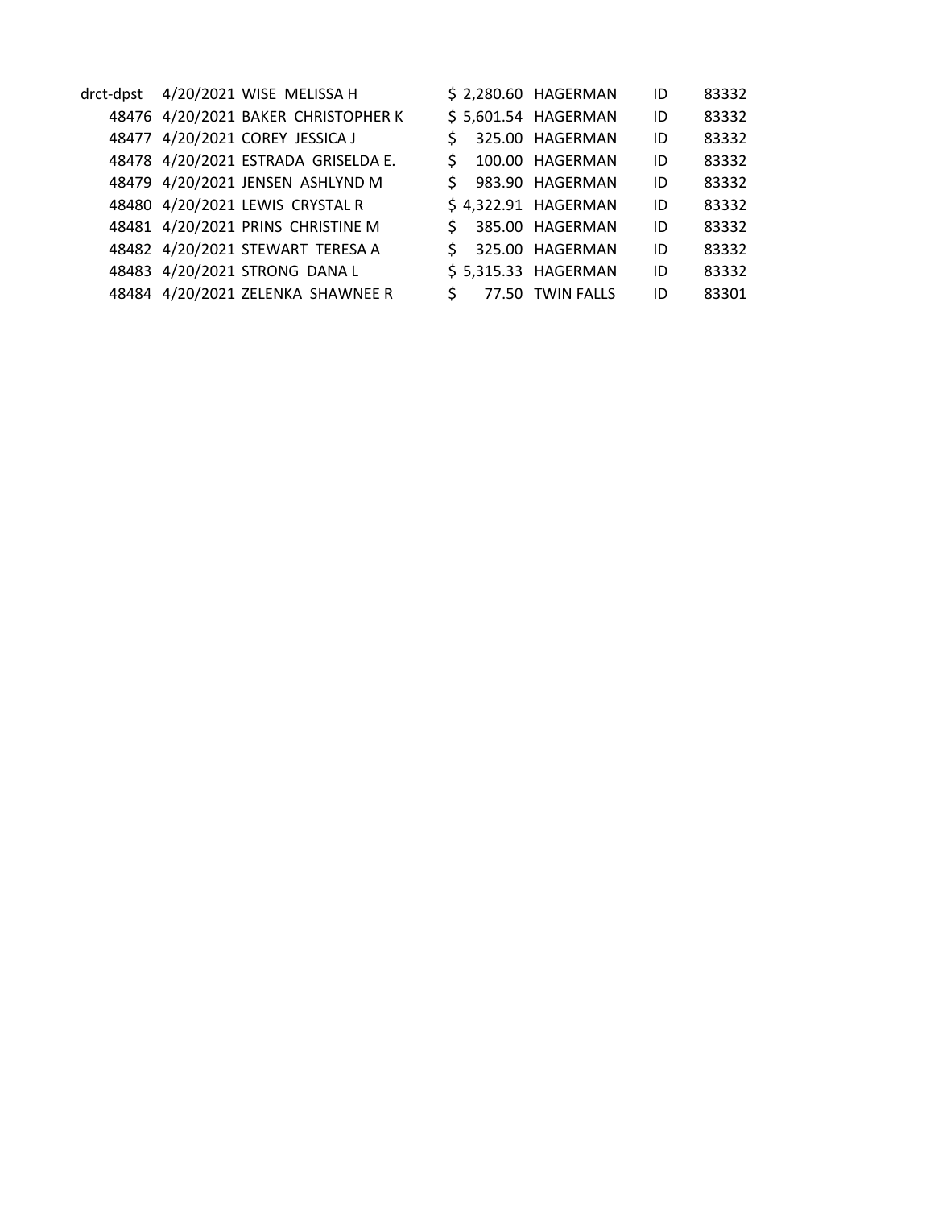| | | | | | | |
|---|---|---|---|---|---|---|
| drct-dpst | 4/20/2021 | WISE MELISSA H | $ 2,280.60 | HAGERMAN | ID | 83332 |
| 48476 | 4/20/2021 | BAKER CHRISTOPHER K | $ 5,601.54 | HAGERMAN | ID | 83332 |
| 48477 | 4/20/2021 | COREY JESSICA J | $ 325.00 | HAGERMAN | ID | 83332 |
| 48478 | 4/20/2021 | ESTRADA GRISELDA E. | $ 100.00 | HAGERMAN | ID | 83332 |
| 48479 | 4/20/2021 | JENSEN ASHLYND M | $ 983.90 | HAGERMAN | ID | 83332 |
| 48480 | 4/20/2021 | LEWIS CRYSTAL R | $ 4,322.91 | HAGERMAN | ID | 83332 |
| 48481 | 4/20/2021 | PRINS CHRISTINE M | $ 385.00 | HAGERMAN | ID | 83332 |
| 48482 | 4/20/2021 | STEWART TERESA A | $ 325.00 | HAGERMAN | ID | 83332 |
| 48483 | 4/20/2021 | STRONG DANA L | $ 5,315.33 | HAGERMAN | ID | 83332 |
| 48484 | 4/20/2021 | ZELENKA SHAWNEE R | $ 77.50 | TWIN FALLS | ID | 83301 |